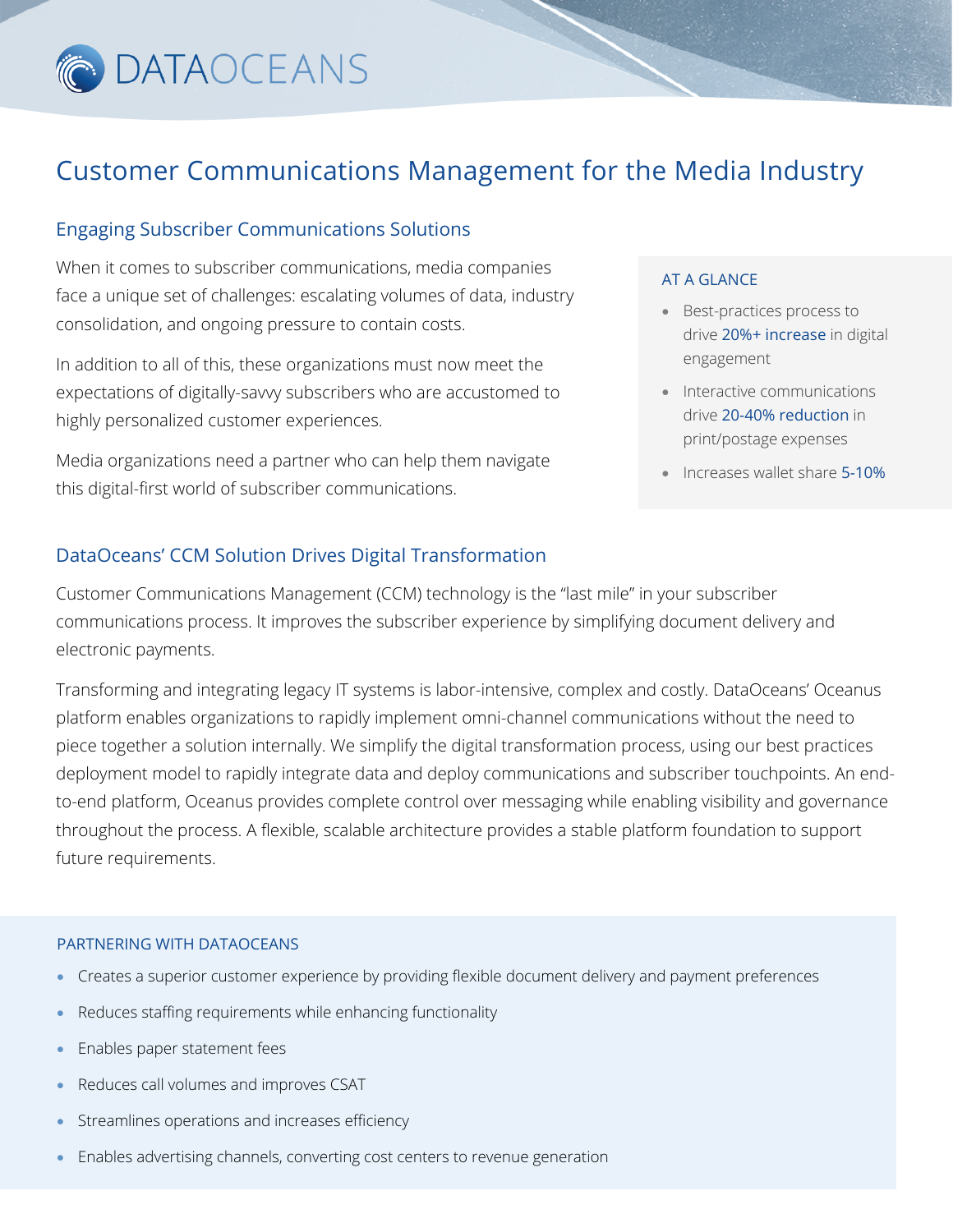# DATAOCEANS

# Customer Communications Management for the Media Industry

## Engaging Subscriber Communications Solutions

When it comes to subscriber communications, media companies face a unique set of challenges: escalating volumes of data, industry consolidation, and ongoing pressure to contain costs.

In addition to all of this, these organizations must now meet the expectations of digitally-savvy subscribers who are accustomed to highly personalized customer experiences.

Media organizations need a partner who can help them navigate this digital-first world of subscriber communications.

### AT A GLANCE

- Best-practices process to drive 20%+ increase in digital engagement
- Interactive communications drive 20-40% reduction in print/postage expenses
- Increases wallet share 5-10%

## DataOceans' CCM Solution Drives Digital Transformation

Customer Communications Management (CCM) technology is the "last mile" in your subscriber communications process. It improves the subscriber experience by simplifying document delivery and electronic payments.

Transforming and integrating legacy IT systems is labor-intensive, complex and costly. DataOceans' Oceanus platform enables organizations to rapidly implement omni-channel communications without the need to piece together a solution internally. We simplify the digital transformation process, using our best practices deployment model to rapidly integrate data and deploy communications and subscriber touchpoints. An end-to-end platform, Oceanus provides complete control over messaging while enabling visibility and governance throughout the process. A flexible, scalable architecture provides a stable platform foundation to support future requirements.

### PARTNERING WITH DATAOCEANS

- Creates a superior customer experience by providing flexible document delivery and payment preferences
- Reduces staffing requirements while enhancing functionality
- Enables paper statement fees
- Reduces call volumes and improves CSAT
- Streamlines operations and increases efficiency
- Enables advertising channels, converting cost centers to revenue generation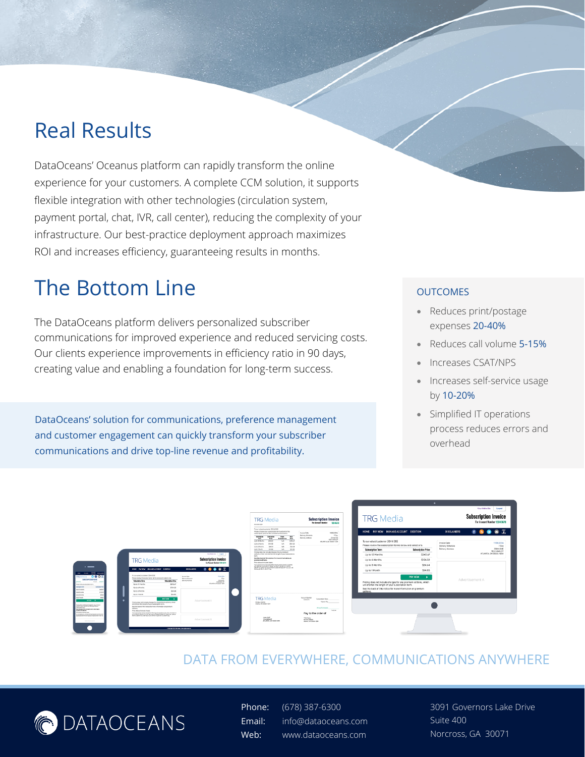# Real Results

DataOceans' Oceanus platform can rapidly transform the online experience for your customers. A complete CCM solution, it supports flexible integration with other technologies (circulation system, payment portal, chat, IVR, call center), reducing the complexity of your infrastructure. Our best-practice deployment approach maximizes ROI and increases efficiency, guaranteeing results in months.

# The Bottom Line

The DataOceans platform delivers personalized subscriber communications for improved experience and reduced servicing costs. Our clients experience improvements in efficiency ratio in 90 days, creating value and enabling a foundation for long-term success.

DataOceans' solution for communications, preference management and customer engagement can quickly transform your subscriber communications and drive top-line revenue and profitability.

## OUTCOMES

- Reduces print/postage expenses 20-40%
- Reduces call volume 5-15%
- Increases CSAT/NPS
- Increases self-service usage by 10-20%
- Simplified IT operations process reduces errors and overhead

DATA FROM EVERYWHERE, COMMUNICATIONS ANYWHERE

DATAOCEANS

Phone: (678) 387-6300
Email: info@dataoceans.com
Web: www.dataoceans.com

3091 Governors Lake Drive
Suite 400
Norcross, GA 30071